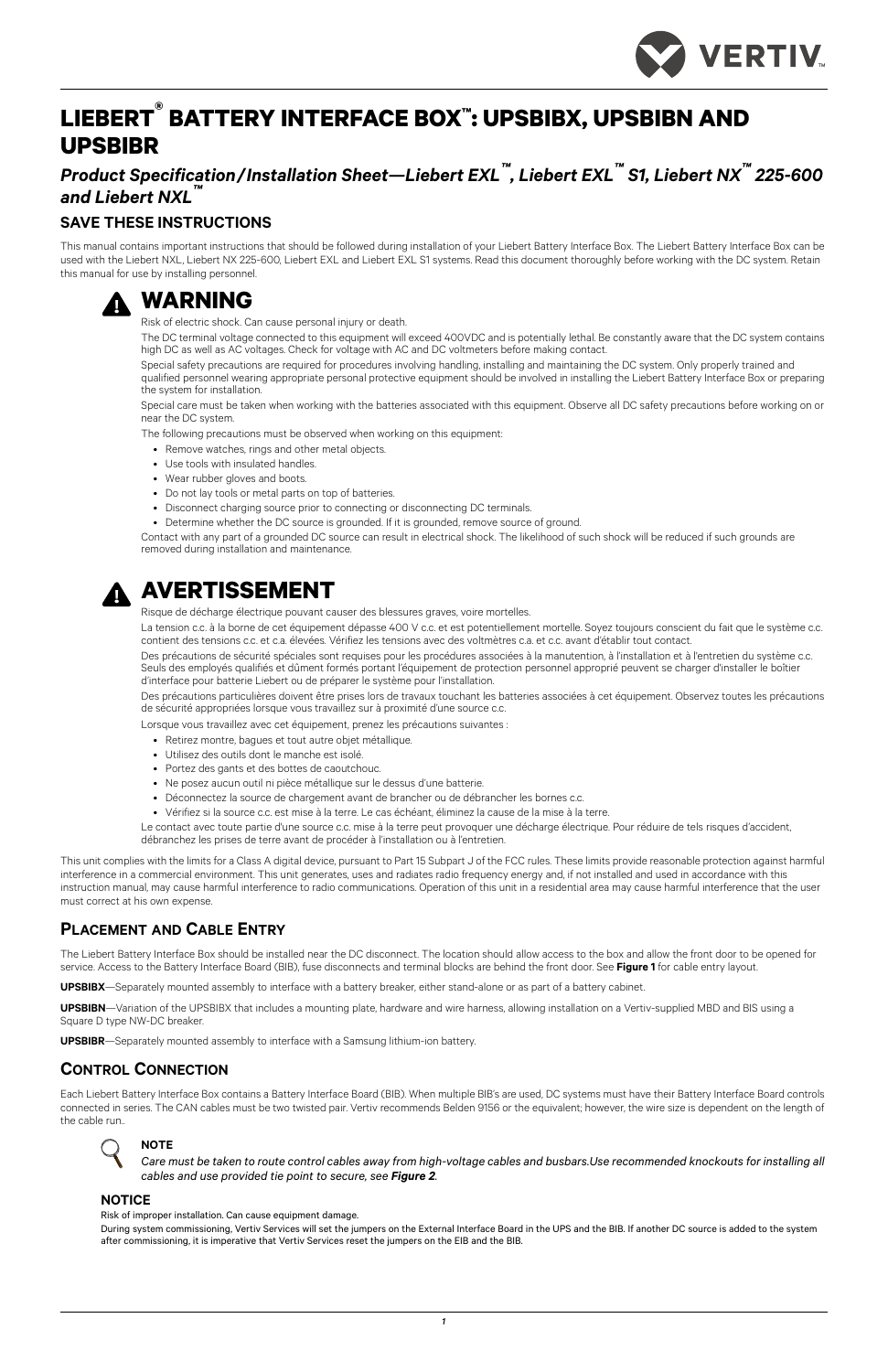# LIEBERT® BATTERY INTERFACE BOX™: UPSBIBX, UPSBIBN AND UPSBIBR

## *Product Specification/Installation Sheet—Liebert EXL™, Liebert EXL™ S1, Liebert NX™ 225-600 and Liebert NXL™*

### SAVE THESE INSTRUCTIONS

This manual contains important instructions that should be followed during installation of your Liebert Battery Interface Box. The Liebert Battery Interface Box can be used with the Liebert NXL, Liebert NX 225-600, Liebert EXL and Liebert EXL S1 systems. Read this document thoroughly before working with the DC system. Retain this manual for use by installing personnel.

## WARNING

Risk of electric shock. Can cause personal injury or death.

The DC terminal voltage connected to this equipment will exceed 400VDC and is potentially lethal. Be constantly aware that the DC system contains high DC as well as AC voltages. Check for voltage with AC and DC voltmeters before making contact.

Special safety precautions are required for procedures involving handling, installing and maintaining the DC system. Only properly trained and qualified personnel wearing appropriate personal protective equipment should be involved in installing the Liebert Battery Interface Box or preparing the system for installation.

Special care must be taken when working with the batteries associated with this equipment. Observe all DC safety precautions before working on or near the DC system.

The following precautions must be observed when working on this equipment:

- Remove watches, rings and other metal objects.
- Use tools with insulated handles.
- Wear rubber gloves and boots.
- Do not lay tools or metal parts on top of batteries.
- Disconnect charging source prior to connecting or disconnecting DC terminals.
- Determine whether the DC source is grounded. If it is grounded, remove source of ground.

Contact with any part of a grounded DC source can result in electrical shock. The likelihood of such shock will be reduced if such grounds are removed during installation and maintenance.

## AVERTISSEMENT

Risque de décharge électrique pouvant causer des blessures graves, voire mortelles.

La tension c.c. à la borne de cet équipement dépasse 400 V c.c. et est potentiellement mortelle. Soyez toujours conscient du fait que le système c.c. contient des tensions c.c. et c.a. élevées. Vérifiez les tensions avec des voltmètres c.a. et c.c. avant d'établir tout contact.

Des précautions de sécurité spéciales sont requises pour les procédures associées à la manutention, à l'installation et à l'entretien du système c.c. Seuls des employés qualifiés et dûment formés portant l'équipement de protection personnel approprié peuvent se charger d'installer le boîtier d'interface pour batterie Liebert ou de préparer le système pour l'installation.

Des précautions particulières doivent être prises lors de travaux touchant les batteries associées à cet équipement. Observez toutes les précautions de sécurité appropriées lorsque vous travaillez sur à proximité d'une source c.c.

Lorsque vous travaillez avec cet équipement, prenez les précautions suivantes :

- Retirez montre, bagues et tout autre objet métallique.
- Utilisez des outils dont le manche est isolé.
- Portez des gants et des bottes de caoutchouc.
- Ne posez aucun outil ni pièce métallique sur le dessus d'une batterie.
- Déconnectez la source de chargement avant de brancher ou de débrancher les bornes c.c.
- Vérifiez si la source c.c. est mise à la terre. Le cas échéant, éliminez la cause de la mise à la terre.

Le contact avec toute partie d'une source c.c. mise à la terre peut provoquer une décharge électrique. Pour réduire de tels risques d'accident, débranchez les prises de terre avant de procéder à l'installation ou à l'entretien.

This unit complies with the limits for a Class A digital device, pursuant to Part 15 Subpart J of the FCC rules. These limits provide reasonable protection against harmful interference in a commercial environment. This unit generates, uses and radiates radio frequency energy and, if not installed and used in accordance with this instruction manual, may cause harmful interference to radio communications. Operation of this unit in a residential area may cause harmful interference that the user must correct at his own expense.

### PLACEMENT AND CABLE ENTRY

The Liebert Battery Interface Box should be installed near the DC disconnect. The location should allow access to the box and allow the front door to be opened for service. Access to the Battery Interface Board (BIB), fuse disconnects and terminal blocks are behind the front door. See **Figure 1** for cable entry layout.

**UPSBIBX**—Separately mounted assembly to interface with a battery breaker, either stand-alone or as part of a battery cabinet.

**UPSBIBN**—Variation of the UPSBIBX that includes a mounting plate, hardware and wire harness, allowing installation on a Vertiv-supplied MBD and BIS using a Square D type NW-DC breaker.

**UPSBIBR**—Separately mounted assembly to interface with a Samsung lithium-ion battery.

### CONTROL CONNECTION

Each Liebert Battery Interface Box contains a Battery Interface Board (BIB). When multiple BIB's are used, DC systems must have their Battery Interface Board controls connected in series. The CAN cables must be two twisted pair. Vertiv recommends Belden 9156 or the equivalent; however, the wire size is dependent on the length of the cable run..

**NOTE**

*Care must be taken to route control cables away from high-voltage cables and busbars.Use recommended knockouts for installing all cables and use provided tie point to secure, see **Figure 2**.*

**NOTICE**

Risk of improper installation. Can cause equipment damage.

During system commissioning, Vertiv Services will set the jumpers on the External Interface Board in the UPS and the BIB. If another DC source is added to the system after commissioning, it is imperative that Vertiv Services reset the jumpers on the EIB and the BIB.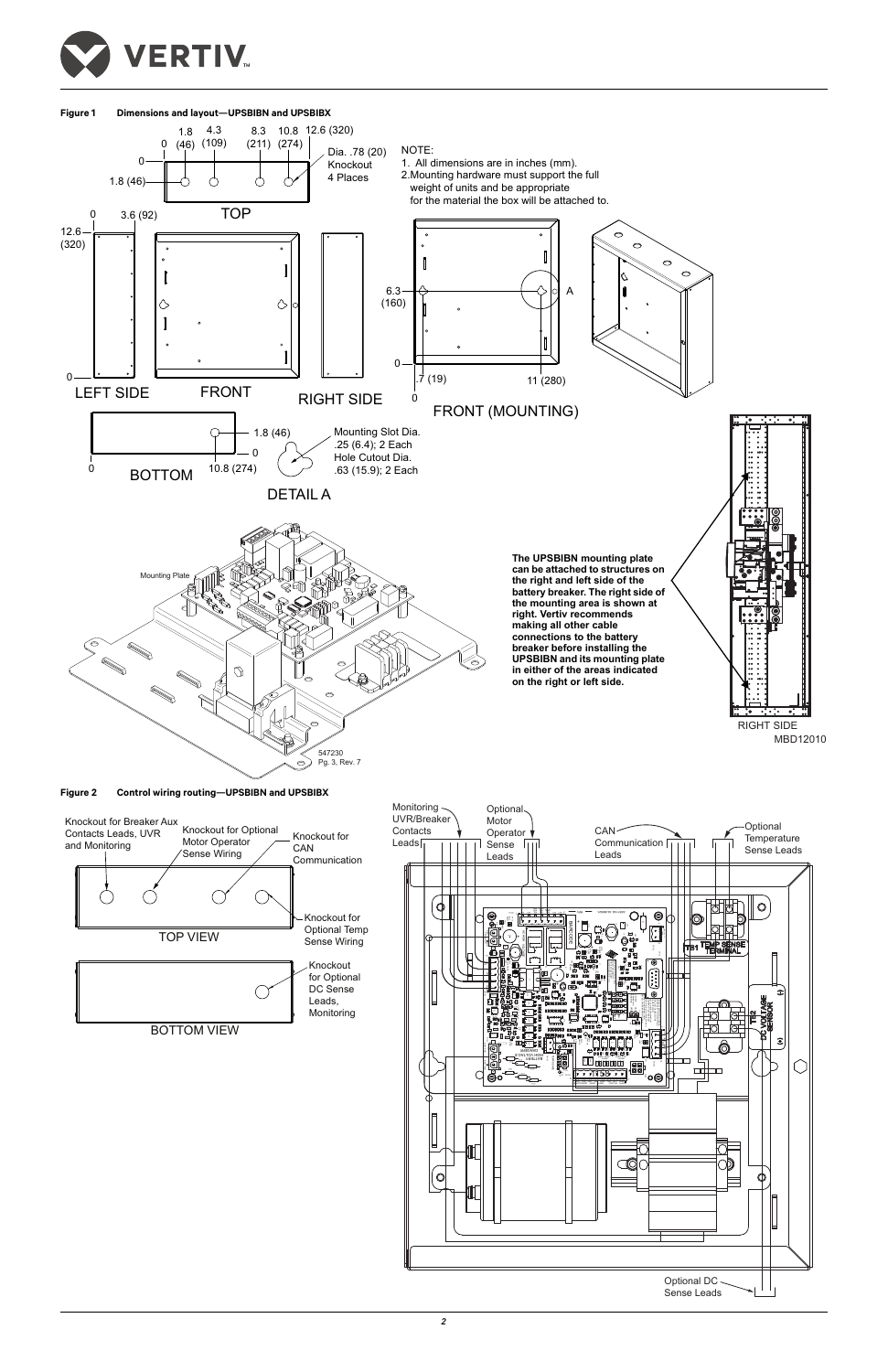**Figure 1 Dimensions and layout—UPSBIBN and UPSBIBX**

NOTE:
1. All dimensions are in inches (mm).
2. Mounting hardware must support the full weight of units and be appropriate for the material the box will be attached to.

TOP: 0, 1.8 (46), 4.3 (109), 8.3 (211), 10.8 (274), 12.6 (320); 0, 1.8 (46); Dia. .78 (20) Knockout 4 Places

LEFT SIDE: 0, 3.6 (92), 12.6 (320), 0

FRONT

RIGHT SIDE

FRONT (MOUNTING): 6.3 (160), 0, .7 (19), 0, 11 (280), A

BOTTOM: 0, 10.8 (274), 1.8 (46), 0

DETAIL A: Mounting Slot Dia. .25 (6.4); 2 Each Hole Cutout Dia. .63 (15.9); 2 Each

Mounting Plate

547230
Pg. 3, Rev. 7

**The UPSBIBN mounting plate can be attached to structures on the right and left side of the battery breaker. The right side of the mounting area is shown at right. Vertiv recommends making all other cable connections to the battery breaker before installing the UPSBIBN and its mounting plate in either of the areas indicated on the right or left side.**

RIGHT SIDE
MBD12010

**Figure 2 Control wiring routing—UPSBIBN and UPSBIBX**

TOP VIEW: Knockout for Breaker Aux Contacts Leads, UVR and Monitoring; Knockout for Optional Motor Operator Sense Wiring; Knockout for CAN Communication; Knockout for Optional Temp Sense Wiring

BOTTOM VIEW: Knockout for Optional DC Sense Leads, Monitoring

Monitoring UVR/Breaker Contacts Leads; Optional Motor Operator Sense Leads; CAN Communication Leads; Optional Temperature Sense Leads; TB1 TEMP SENSE TERMINAL; TB2 DC VOLTAGE SENSOR; Optional DC Sense Leads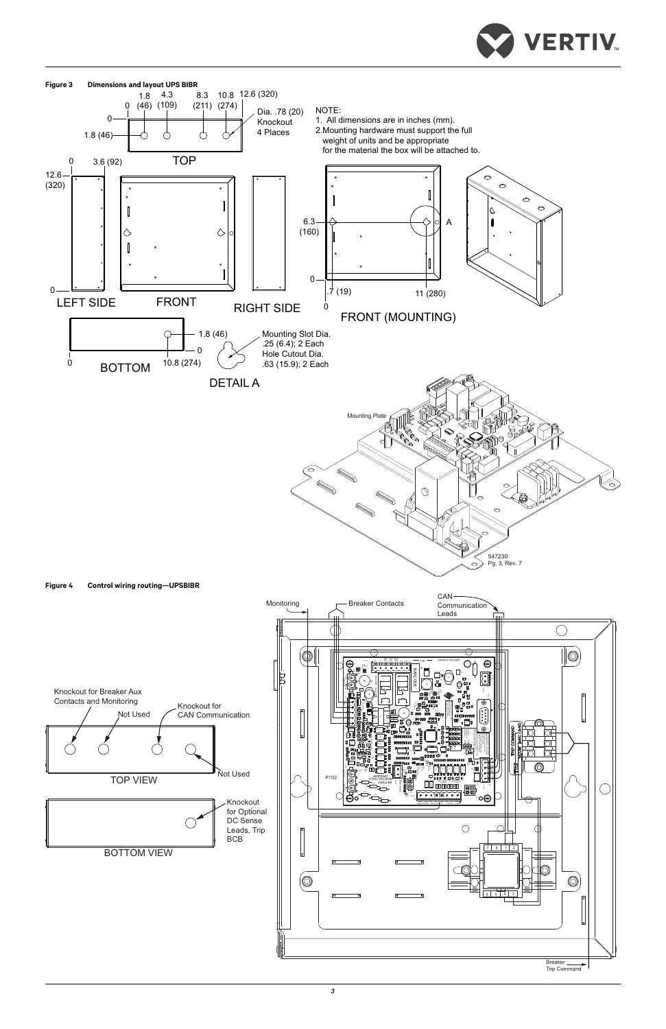**Figure 3 Dimensions and layout UPS BIBR**

TOP

0 1.8 (46) 4.3 (109) 8.3 (211) 10.8 (274) 12.6 (320)

0

1.8 (46)

Dia. .78 (20) Knockout 4 Places

NOTE:
1. All dimensions are in inches (mm).
2. Mounting hardware must support the full weight of units and be appropriate for the material the box will be attached to.

LEFT SIDE

FRONT

RIGHT SIDE

0 3.6 (92)

12.6 (320)

0

FRONT (MOUNTING)

6.3 (160)

A

0

.7 (19)

0

11 (280)

BOTTOM

1.8 (46)

0

0

10.8 (274)

DETAIL A

Mounting Slot Dia. .25 (6.4); 2 Each
Hole Cutout Dia. .63 (15.9); 2 Each

Mounting Plate

547230
Pg. 3, Rev. 7

**Figure 4 Control wiring routing—UPSBIBR**

Monitoring

Breaker Contacts

CAN Communication Leads

Knockout for Breaker Aux Contacts and Monitoring

Not Used

Knockout for CAN Communication

Not Used

TOP VIEW

Knockout for Optional DC Sense Leads, Trip BCB

BOTTOM VIEW

P1152

Breaker Trip Command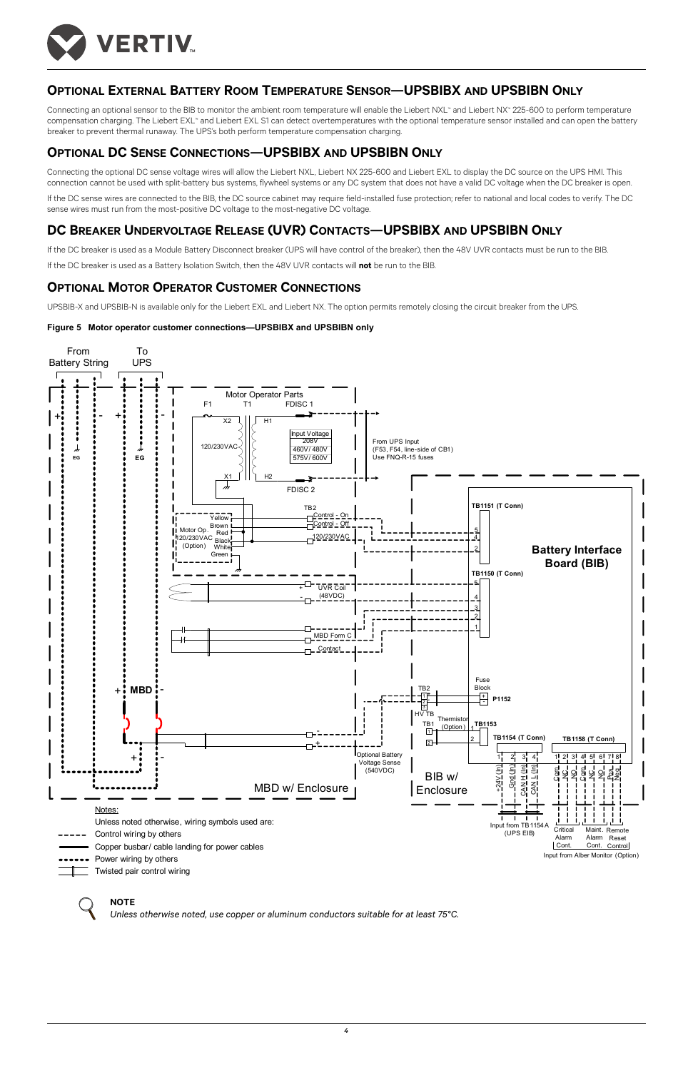## Optional External Battery Room Temperature Sensor—UPSBIBX and UPSBIBN Only

Connecting an optional sensor to the BIB to monitor the ambient room temperature will enable the Liebert NXL™ and Liebert NX™ 225-600 to perform temperature compensation charging. The Liebert EXL™ and Liebert EXL S1 can detect overtemperatures with the optional temperature sensor installed and can open the battery breaker to prevent thermal runaway. The UPS's both perform temperature compensation charging.

## Optional DC Sense Connections—UPSBIBX and UPSBIBN Only

Connecting the optional DC sense voltage wires will allow the Liebert NXL, Liebert NX 225-600 and Liebert EXL to display the DC source on the UPS HMI. This connection cannot be used with split-battery bus systems, flywheel systems or any DC system that does not have a valid DC voltage when the DC breaker is open.

If the DC sense wires are connected to the BIB, the DC source cabinet may require field-installed fuse protection; refer to national and local codes to verify. The DC sense wires must run from the most-positive DC voltage to the most-negative DC voltage.

## DC Breaker Undervoltage Release (UVR) Contacts—UPSBIBX and UPSBIBN Only

If the DC breaker is used as a Module Battery Disconnect breaker (UPS will have control of the breaker), then the 48V UVR contacts must be run to the BIB.

If the DC breaker is used as a Battery Isolation Switch, then the 48V UVR contacts will **not** be run to the BIB.

## Optional Motor Operator Customer Connections

UPSBIB-X and UPSBIB-N is available only for the Liebert EXL and Liebert NX. The option permits remotely closing the circuit breaker from the UPS.

**Figure 5 Motor operator customer connections—UPSBIBX and UPSBIBN only**

> **NOTE**
>
> *Unless otherwise noted, use copper or aluminum conductors suitable for at least 75°C.*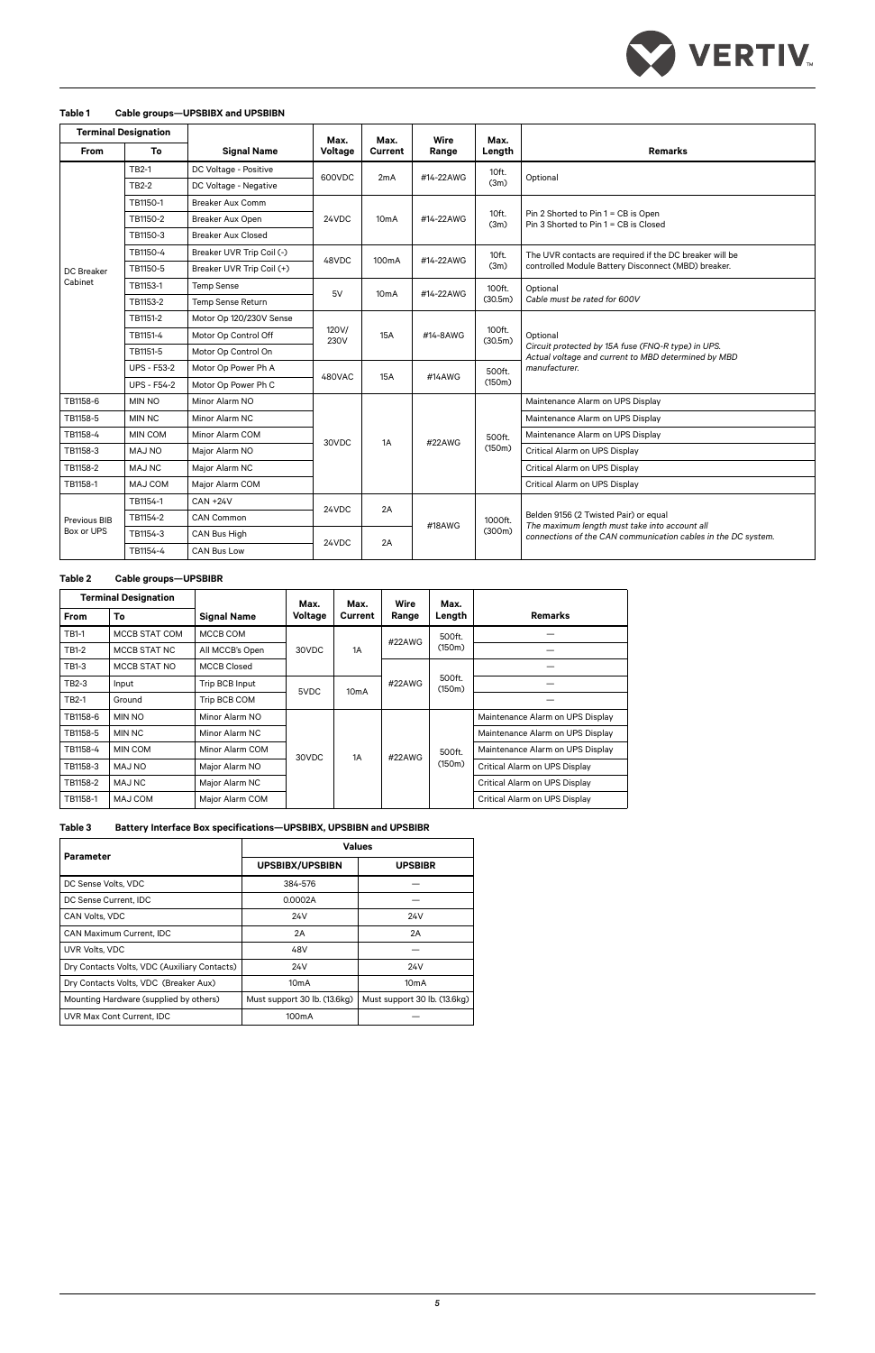**Table 1 Cable groups—UPSBIBX and UPSBIBN**

| Terminal Designation | | Signal Name | Max. Voltage | Max. Current | Wire Range | Max. Length | Remarks |
|---|---|---|---|---|---|---|---|
| From | To | | | | | | |
| DC Breaker Cabinet | TB2-1 | DC Voltage - Positive | 600VDC | 2mA | #14-22AWG | 10ft. (3m) | Optional |
| | TB2-2 | DC Voltage - Negative | | | | | |
| | TB1150-1 | Breaker Aux Comm | 24VDC | 10mA | #14-22AWG | 10ft. (3m) | Pin 2 Shorted to Pin 1 = CB is Open<br>Pin 3 Shorted to Pin 1 = CB is Closed |
| | TB1150-2 | Breaker Aux Open | | | | | |
| | TB1150-3 | Breaker Aux Closed | | | | | |
| | TB1150-4 | Breaker UVR Trip Coil (-) | 48VDC | 100mA | #14-22AWG | 10ft. (3m) | The UVR contacts are required if the DC breaker will be controlled Module Battery Disconnect (MBD) breaker. |
| | TB1150-5 | Breaker UVR Trip Coil (+) | | | | | |
| | TB1153-1 | Temp Sense | 5V | 10mA | #14-22AWG | 100ft. (30.5m) | Optional<br>*Cable must be rated for 600V* |
| | TB1153-2 | Temp Sense Return | | | | | |
| | TB1151-2 | Motor Op 120/230V Sense | 120V/ 230V | 15A | #14-8AWG | 100ft. (30.5m) | Optional<br>*Circuit protected by 15A fuse (FNQ-R type) in UPS.*<br>*Actual voltage and current to MBD determined by MBD manufacturer.* |
| | TB1151-4 | Motor Op Control Off | | | | | |
| | TB1151-5 | Motor Op Control On | | | | | |
| | UPS - F53-2 | Motor Op Power Ph A | 480VAC | 15A | #14AWG | 500ft. (150m) | |
| | UPS - F54-2 | Motor Op Power Ph C | | | | | |
| TB1158-6 | MIN NO | Minor Alarm NO | 30VDC | 1A | #22AWG | 500ft. (150m) | Maintenance Alarm on UPS Display |
| TB1158-5 | MIN NC | Minor Alarm NC | | | | | Maintenance Alarm on UPS Display |
| TB1158-4 | MIN COM | Minor Alarm COM | | | | | Maintenance Alarm on UPS Display |
| TB1158-3 | MAJ NO | Major Alarm NO | | | | | Critical Alarm on UPS Display |
| TB1158-2 | MAJ NC | Major Alarm NC | | | | | Critical Alarm on UPS Display |
| TB1158-1 | MAJ COM | Major Alarm COM | | | | | Critical Alarm on UPS Display |
| Previous BIB Box or UPS | TB1154-1 | CAN +24V | 24VDC | 2A | #18AWG | 1000ft. (300m) | Belden 9156 (2 Twisted Pair) or equal<br>*The maximum length must take into account all connections of the CAN communication cables in the DC system.* |
| | TB1154-2 | CAN Common | | | | | |
| | TB1154-3 | CAN Bus High | 24VDC | 2A | | | |
| | TB1154-4 | CAN Bus Low | | | | | |

**Table 2 Cable groups—UPSBIBR**

| Terminal Designation | | Signal Name | Max. Voltage | Max. Current | Wire Range | Max. Length | Remarks |
|---|---|---|---|---|---|---|---|
| From | To | | | | | | |
| TB1-1 | MCCB STAT COM | MCCB COM | 30VDC | 1A | #22AWG | 500ft. (150m) | — |
| TB1-2 | MCCB STAT NC | All MCCB's Open | | | | | — |
| TB1-3 | MCCB STAT NO | MCCB Closed | | | #22AWG | 500ft. (150m) | — |
| TB2-3 | Input | Trip BCB Input | 5VDC | 10mA | | | — |
| TB2-1 | Ground | Trip BCB COM | | | | | — |
| TB1158-6 | MIN NO | Minor Alarm NO | 30VDC | 1A | #22AWG | 500ft. (150m) | Maintenance Alarm on UPS Display |
| TB1158-5 | MIN NC | Minor Alarm NC | | | | | Maintenance Alarm on UPS Display |
| TB1158-4 | MIN COM | Minor Alarm COM | | | | | Maintenance Alarm on UPS Display |
| TB1158-3 | MAJ NO | Major Alarm NO | | | | | Critical Alarm on UPS Display |
| TB1158-2 | MAJ NC | Major Alarm NC | | | | | Critical Alarm on UPS Display |
| TB1158-1 | MAJ COM | Major Alarm COM | | | | | Critical Alarm on UPS Display |

**Table 3 Battery Interface Box specifications—UPSBIBX, UPSBIBN and UPSBIBR**

| Parameter | Values | |
|---|---|---|
| | UPSBIBX/UPSBIBN | UPSBIBR |
| DC Sense Volts, VDC | 384-576 | — |
| DC Sense Current, IDC | 0.0002A | — |
| CAN Volts, VDC | 24V | 24V |
| CAN Maximum Current, IDC | 2A | 2A |
| UVR Volts, VDC | 48V | — |
| Dry Contacts Volts, VDC (Auxiliary Contacts) | 24V | 24V |
| Dry Contacts Volts, VDC (Breaker Aux) | 10mA | 10mA |
| Mounting Hardware (supplied by others) | Must support 30 lb. (13.6kg) | Must support 30 lb. (13.6kg) |
| UVR Max Cont Current, IDC | 100mA | — |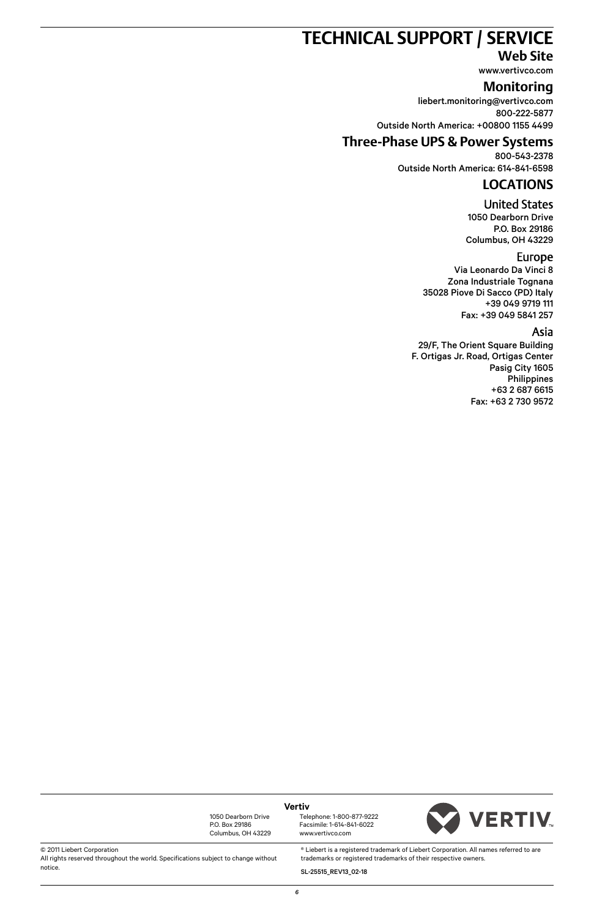# TECHNICAL SUPPORT / SERVICE

## Web Site

www.vertivco.com

## Monitoring

liebert.monitoring@vertivco.com
800-222-5877
Outside North America: +00800 1155 4499

## Three-Phase UPS & Power Systems

800-543-2378
Outside North America: 614-841-6598

## LOCATIONS

### United States

1050 Dearborn Drive
P.O. Box 29186
Columbus, OH 43229

### Europe

Via Leonardo Da Vinci 8
Zona Industriale Tognana
35028 Piove Di Sacco (PD) Italy
+39 049 9719 111
Fax: +39 049 5841 257

### Asia

29/F, The Orient Square Building
F. Ortigas Jr. Road, Ortigas Center
Pasig City 1605
Philippines
+63 2 687 6615
Fax: +63 2 730 9572

**Vertiv**

1050 Dearborn Drive
P.O. Box 29186
Columbus, OH 43229

Telephone: 1-800-877-9222
Facsimile: 1-614-841-6022
www.vertivco.com

© 2011 Liebert Corporation
All rights reserved throughout the world. Specifications subject to change without notice.

® Liebert is a registered trademark of Liebert Corporation. All names referred to are trademarks or registered trademarks of their respective owners.

SL-25515_REV13_02-18